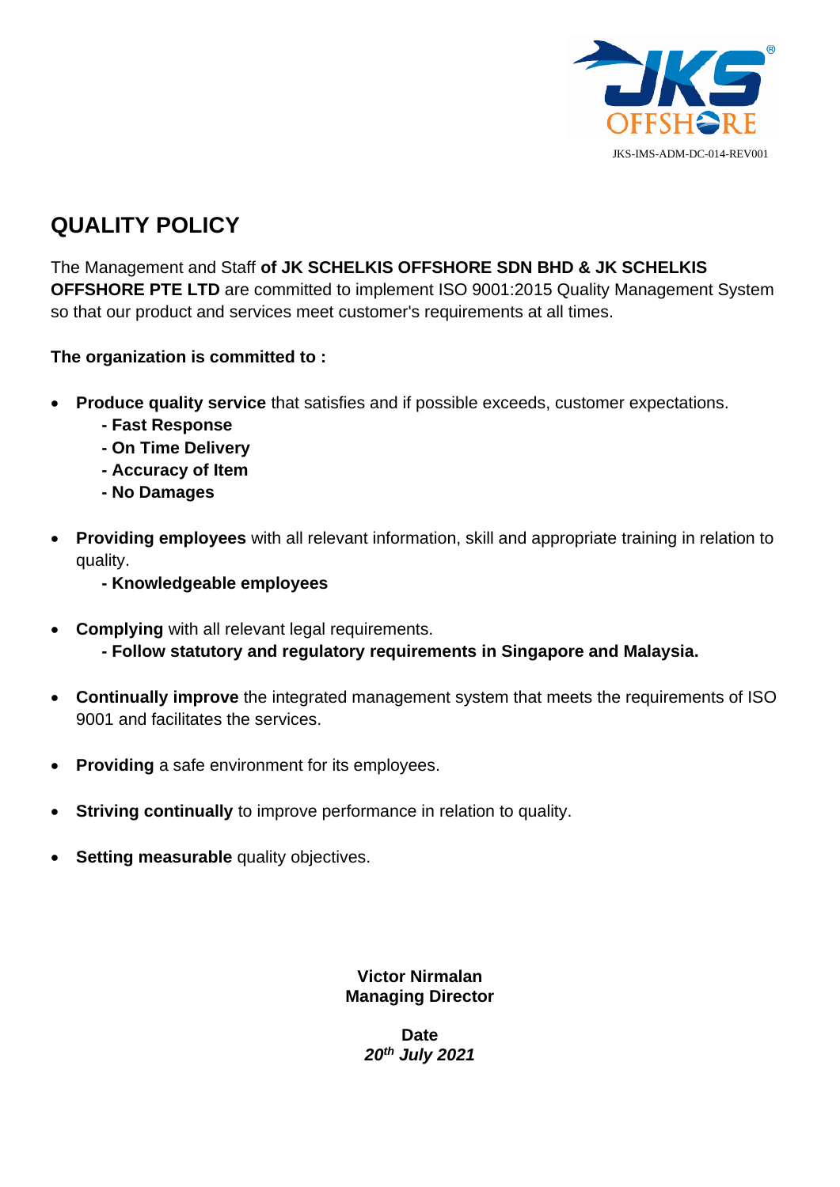JKS-IMS-ADM-DC-014-REV001

# QUALITY POLICY

The Management and Staff **of JK SCHELKIS OFFSHORE SDN BHD & JK SCHELKIS OFFSHORE PTE LTD** are committed to implement ISO 9001:2015 Quality Management System so that our product and services meet customer's requirements at all times.

**The organization is committed to :**

- **Produce quality service** that satisfies and if possible exceeds, customer expectations.
  - **- Fast Response**
  - **- On Time Delivery**
  - **- Accuracy of Item**
  - **- No Damages**

- **Providing employees** with all relevant information, skill and appropriate training in relation to quality.
  - **- Knowledgeable employees**

- **Complying** with all relevant legal requirements.
  - **- Follow statutory and regulatory requirements in Singapore and Malaysia.**

- **Continually improve** the integrated management system that meets the requirements of ISO 9001 and facilitates the services.

- **Providing** a safe environment for its employees.

- **Striving continually** to improve performance in relation to quality.

- **Setting measurable** quality objectives.

**Victor Nirmalan**
**Managing Director**

**Date**
***20th July 2021***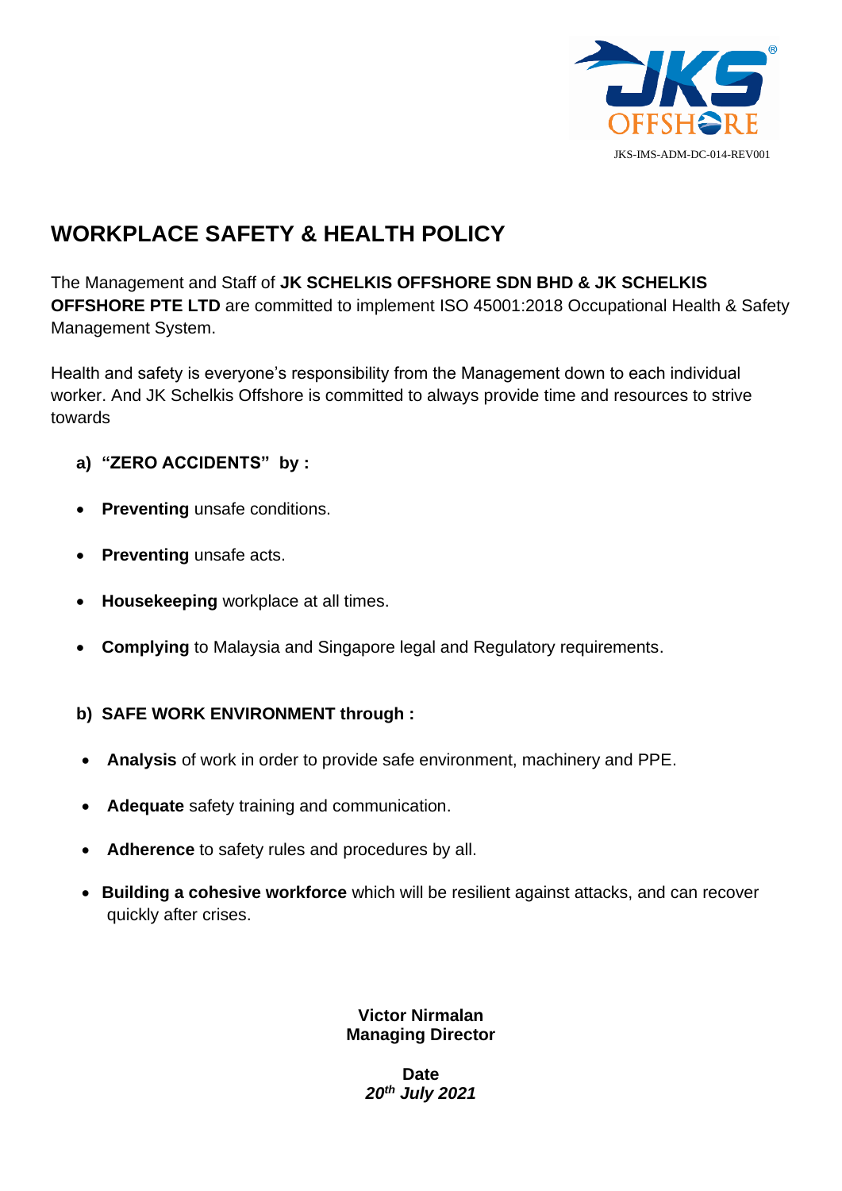JKS-IMS-ADM-DC-014-REV001

# WORKPLACE SAFETY & HEALTH POLICY

The Management and Staff of **JK SCHELKIS OFFSHORE SDN BHD & JK SCHELKIS OFFSHORE PTE LTD** are committed to implement ISO 45001:2018 Occupational Health & Safety Management System.

Health and safety is everyone's responsibility from the Management down to each individual worker. And JK Schelkis Offshore is committed to always provide time and resources to strive towards

**a) "ZERO ACCIDENTS" by :**

- **Preventing** unsafe conditions.
- **Preventing** unsafe acts.
- **Housekeeping** workplace at all times.
- **Complying** to Malaysia and Singapore legal and Regulatory requirements.

**b) SAFE WORK ENVIRONMENT through :**

- **Analysis** of work in order to provide safe environment, machinery and PPE.
- **Adequate** safety training and communication.
- **Adherence** to safety rules and procedures by all.
- **Building a cohesive workforce** which will be resilient against attacks, and can recover quickly after crises.

**Victor Nirmalan**
**Managing Director**

**Date**
***20th July 2021***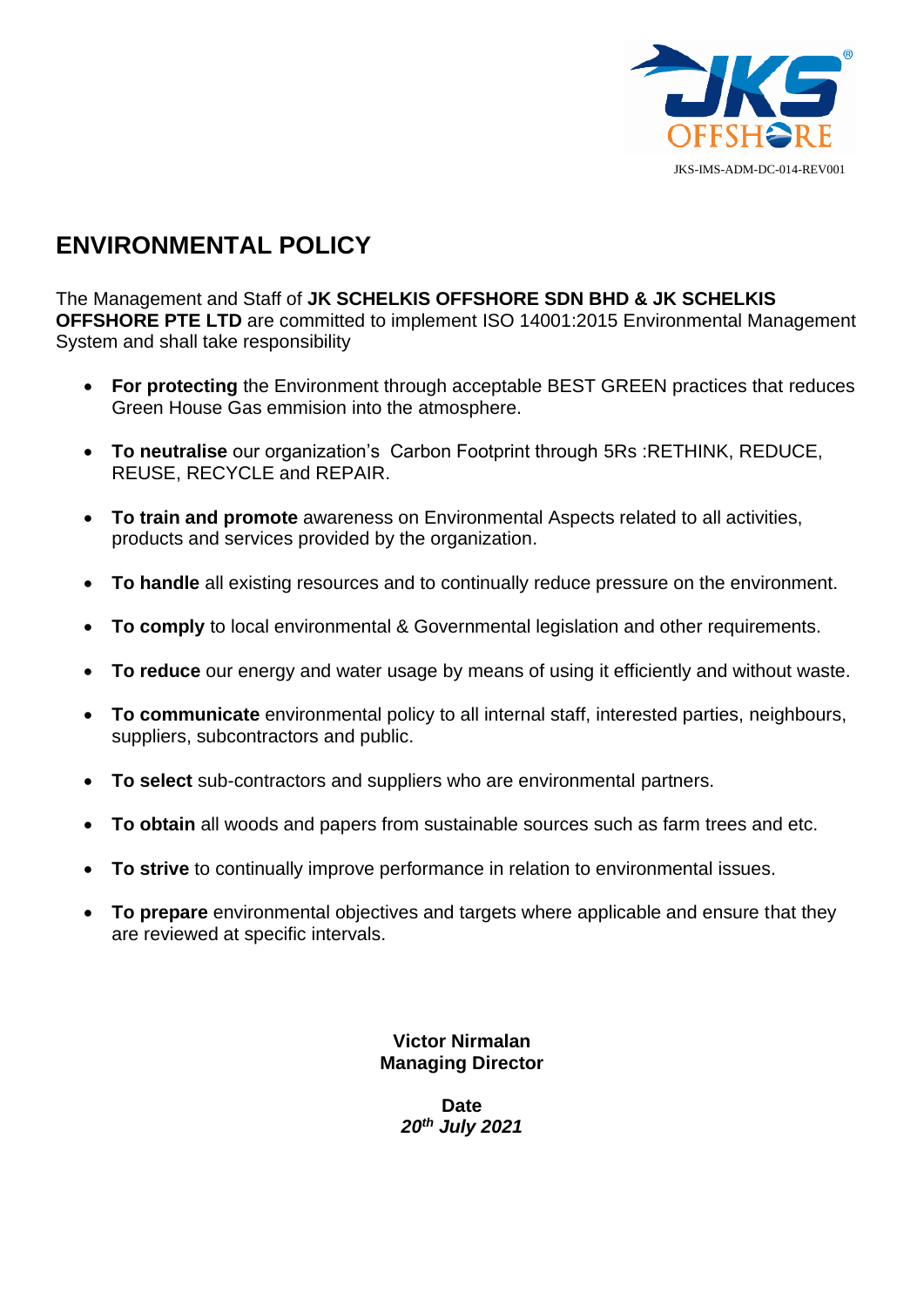JKS-IMS-ADM-DC-014-REV001

# ENVIRONMENTAL POLICY

The Management and Staff of **JK SCHELKIS OFFSHORE SDN BHD & JK SCHELKIS OFFSHORE PTE LTD** are committed to implement ISO 14001:2015 Environmental Management System and shall take responsibility

- **For protecting** the Environment through acceptable BEST GREEN practices that reduces Green House Gas emmision into the atmosphere.
- **To neutralise** our organization's Carbon Footprint through 5Rs :RETHINK, REDUCE, REUSE, RECYCLE and REPAIR.
- **To train and promote** awareness on Environmental Aspects related to all activities, products and services provided by the organization.
- **To handle** all existing resources and to continually reduce pressure on the environment.
- **To comply** to local environmental & Governmental legislation and other requirements.
- **To reduce** our energy and water usage by means of using it efficiently and without waste.
- **To communicate** environmental policy to all internal staff, interested parties, neighbours, suppliers, subcontractors and public.
- **To select** sub-contractors and suppliers who are environmental partners.
- **To obtain** all woods and papers from sustainable sources such as farm trees and etc.
- **To strive** to continually improve performance in relation to environmental issues.
- **To prepare** environmental objectives and targets where applicable and ensure that they are reviewed at specific intervals.

**Victor Nirmalan**
**Managing Director**

**Date**
***20th July 2021***